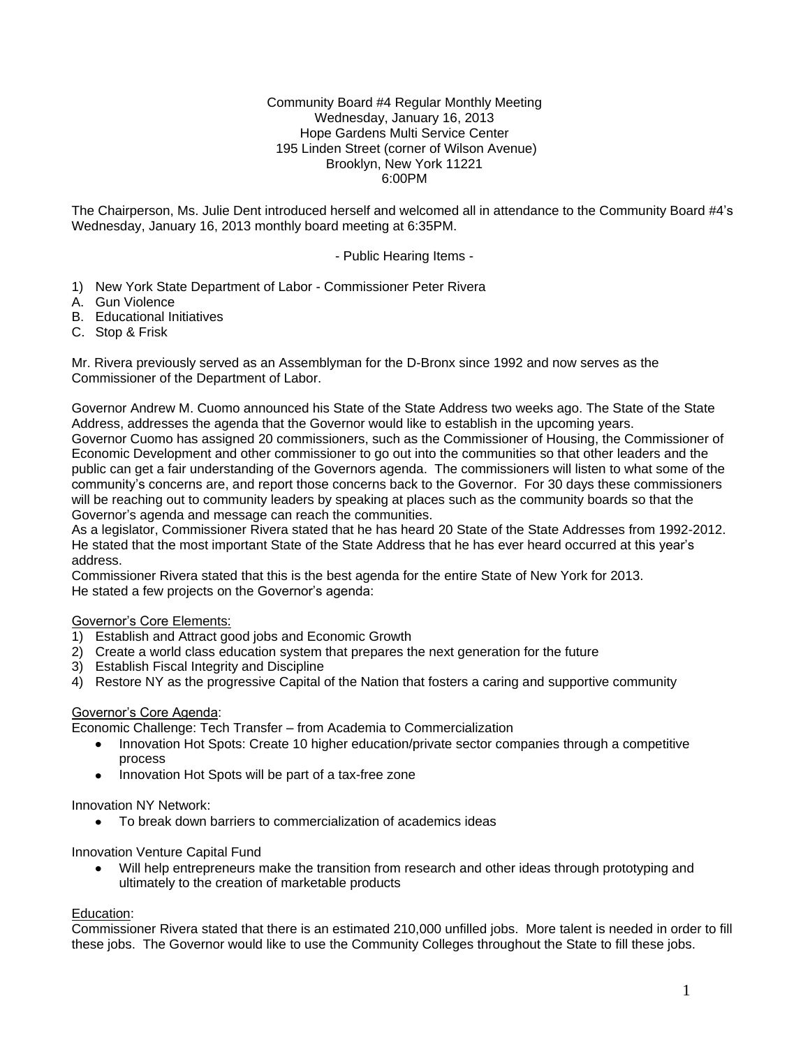Community Board #4 Regular Monthly Meeting
Wednesday, January 16, 2013
Hope Gardens Multi Service Center
195 Linden Street (corner of Wilson Avenue)
Brooklyn, New York 11221
6:00PM

The Chairperson, Ms. Julie Dent introduced herself and welcomed all in attendance to the Community Board #4's Wednesday, January 16, 2013 monthly board meeting at 6:35PM.

- Public Hearing Items -

1) New York State Department of Labor - Commissioner Peter Rivera
A. Gun Violence
B. Educational Initiatives
C. Stop & Frisk

Mr. Rivera previously served as an Assemblyman for the D-Bronx since 1992 and now serves as the Commissioner of the Department of Labor.

Governor Andrew M. Cuomo announced his State of the State Address two weeks ago. The State of the State Address, addresses the agenda that the Governor would like to establish in the upcoming years.
Governor Cuomo has assigned 20 commissioners, such as the Commissioner of Housing, the Commissioner of Economic Development and other commissioner to go out into the communities so that other leaders and the public can get a fair understanding of the Governors agenda. The commissioners will listen to what some of the community's concerns are, and report those concerns back to the Governor. For 30 days these commissioners will be reaching out to community leaders by speaking at places such as the community boards so that the Governor's agenda and message can reach the communities.
As a legislator, Commissioner Rivera stated that he has heard 20 State of the State Addresses from 1992-2012. He stated that the most important State of the State Address that he has ever heard occurred at this year's address.
Commissioner Rivera stated that this is the best agenda for the entire State of New York for 2013.
He stated a few projects on the Governor's agenda:

<u>Governor's Core Elements:</u>
1) Establish and Attract good jobs and Economic Growth
2) Create a world class education system that prepares the next generation for the future
3) Establish Fiscal Integrity and Discipline
4) Restore NY as the progressive Capital of the Nation that fosters a caring and supportive community

<u>Governor's Core Agenda</u>:
Economic Challenge: Tech Transfer – from Academia to Commercialization
- Innovation Hot Spots: Create 10 higher education/private sector companies through a competitive process
- Innovation Hot Spots will be part of a tax-free zone

Innovation NY Network:
- To break down barriers to commercialization of academics ideas

Innovation Venture Capital Fund
- Will help entrepreneurs make the transition from research and other ideas through prototyping and ultimately to the creation of marketable products

<u>Education</u>:
Commissioner Rivera stated that there is an estimated 210,000 unfilled jobs. More talent is needed in order to fill these jobs. The Governor would like to use the Community Colleges throughout the State to fill these jobs.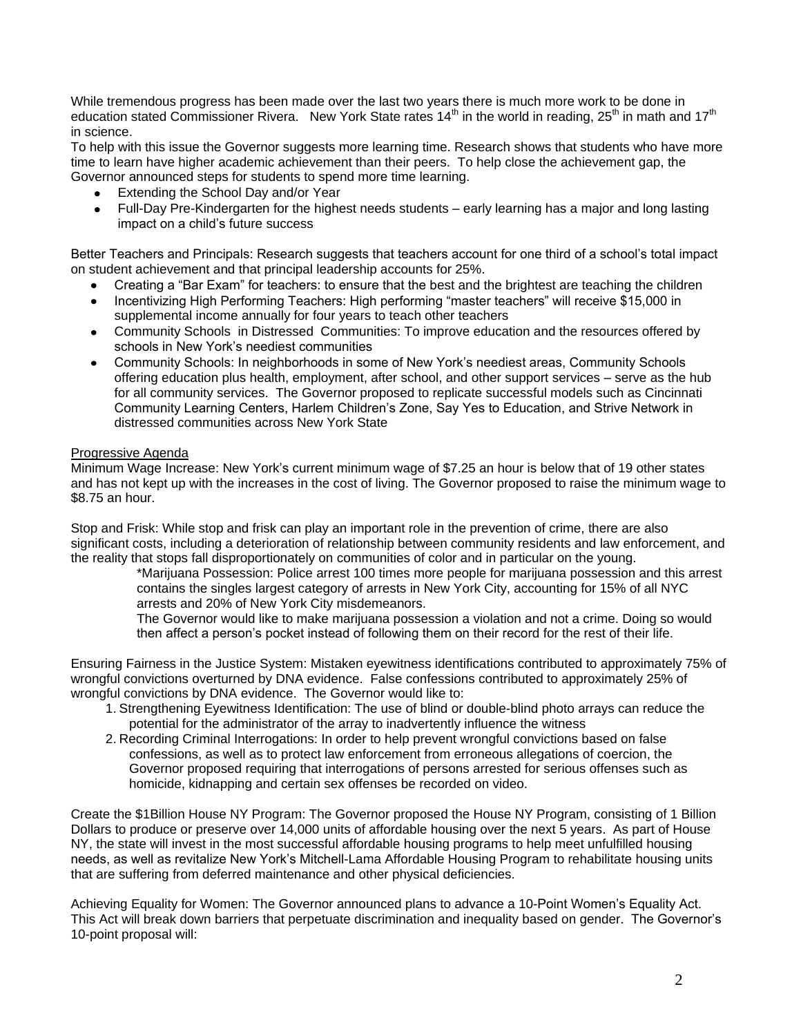While tremendous progress has been made over the last two years there is much more work to be done in education stated Commissioner Rivera. New York State rates 14th in the world in reading, 25th in math and 17th in science.

To help with this issue the Governor suggests more learning time. Research shows that students who have more time to learn have higher academic achievement than their peers. To help close the achievement gap, the Governor announced steps for students to spend more time learning.

- Extending the School Day and/or Year
- Full-Day Pre-Kindergarten for the highest needs students – early learning has a major and long lasting impact on a child's future success

Better Teachers and Principals: Research suggests that teachers account for one third of a school's total impact on student achievement and that principal leadership accounts for 25%.

- Creating a "Bar Exam" for teachers: to ensure that the best and the brightest are teaching the children
- Incentivizing High Performing Teachers: High performing "master teachers" will receive $15,000 in supplemental income annually for four years to teach other teachers
- Community Schools in Distressed Communities: To improve education and the resources offered by schools in New York's neediest communities
- Community Schools: In neighborhoods in some of New York's neediest areas, Community Schools offering education plus health, employment, after school, and other support services – serve as the hub for all community services. The Governor proposed to replicate successful models such as Cincinnati Community Learning Centers, Harlem Children's Zone, Say Yes to Education, and Strive Network in distressed communities across New York State

<u>Progressive Agenda</u>

Minimum Wage Increase: New York's current minimum wage of $7.25 an hour is below that of 19 other states and has not kept up with the increases in the cost of living. The Governor proposed to raise the minimum wage to $8.75 an hour.

Stop and Frisk: While stop and frisk can play an important role in the prevention of crime, there are also significant costs, including a deterioration of relationship between community residents and law enforcement, and the reality that stops fall disproportionately on communities of color and in particular on the young.

> *Marijuana Possession: Police arrest 100 times more people for marijuana possession and this arrest contains the singles largest category of arrests in New York City, accounting for 15% of all NYC arrests and 20% of New York City misdemeanors.
>
> The Governor would like to make marijuana possession a violation and not a crime. Doing so would then affect a person's pocket instead of following them on their record for the rest of their life.

Ensuring Fairness in the Justice System: Mistaken eyewitness identifications contributed to approximately 75% of wrongful convictions overturned by DNA evidence. False confessions contributed to approximately 25% of wrongful convictions by DNA evidence. The Governor would like to:

1. Strengthening Eyewitness Identification: The use of blind or double-blind photo arrays can reduce the potential for the administrator of the array to inadvertently influence the witness
2. Recording Criminal Interrogations: In order to help prevent wrongful convictions based on false confessions, as well as to protect law enforcement from erroneous allegations of coercion, the Governor proposed requiring that interrogations of persons arrested for serious offenses such as homicide, kidnapping and certain sex offenses be recorded on video.

Create the $1Billion House NY Program: The Governor proposed the House NY Program, consisting of 1 Billion Dollars to produce or preserve over 14,000 units of affordable housing over the next 5 years. As part of House NY, the state will invest in the most successful affordable housing programs to help meet unfulfilled housing needs, as well as revitalize New York's Mitchell-Lama Affordable Housing Program to rehabilitate housing units that are suffering from deferred maintenance and other physical deficiencies.

Achieving Equality for Women: The Governor announced plans to advance a 10-Point Women's Equality Act. This Act will break down barriers that perpetuate discrimination and inequality based on gender. The Governor's 10-point proposal will: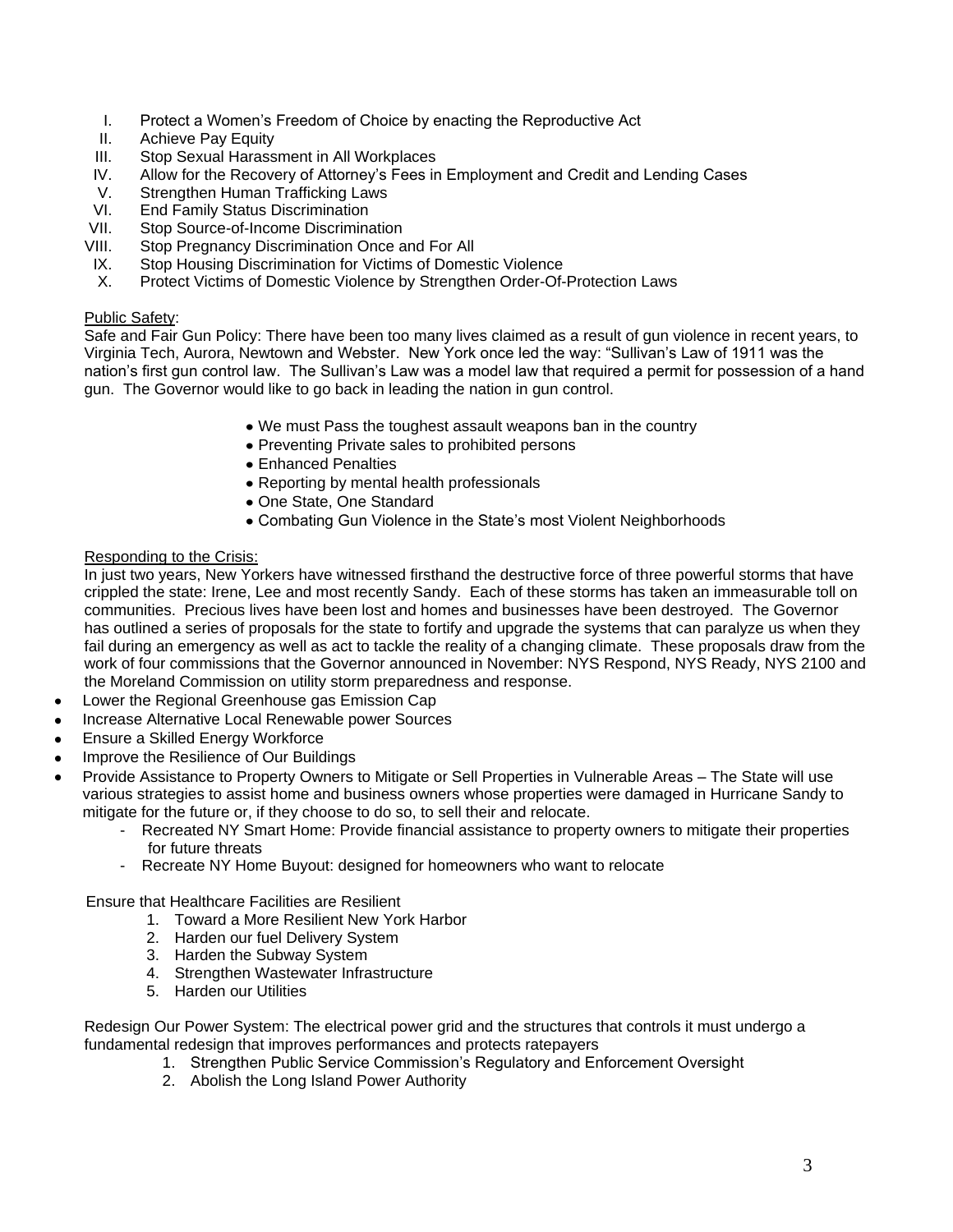I. Protect a Women's Freedom of Choice by enacting the Reproductive Act
II. Achieve Pay Equity
III. Stop Sexual Harassment in All Workplaces
IV. Allow for the Recovery of Attorney's Fees in Employment and Credit and Lending Cases
V. Strengthen Human Trafficking Laws
VI. End Family Status Discrimination
VII. Stop Source-of-Income Discrimination
VIII. Stop Pregnancy Discrimination Once and For All
IX. Stop Housing Discrimination for Victims of Domestic Violence
X. Protect Victims of Domestic Violence by Strengthen Order-Of-Protection Laws

<u>Public Safety</u>:
Safe and Fair Gun Policy: There have been too many lives claimed as a result of gun violence in recent years, to Virginia Tech, Aurora, Newtown and Webster. New York once led the way: "Sullivan's Law of 1911 was the nation's first gun control law. The Sullivan's Law was a model law that required a permit for possession of a hand gun. The Governor would like to go back in leading the nation in gun control.

- We must Pass the toughest assault weapons ban in the country
- Preventing Private sales to prohibited persons
- Enhanced Penalties
- Reporting by mental health professionals
- One State, One Standard
- Combating Gun Violence in the State's most Violent Neighborhoods

<u>Responding to the Crisis:</u>
In just two years, New Yorkers have witnessed firsthand the destructive force of three powerful storms that have crippled the state: Irene, Lee and most recently Sandy. Each of these storms has taken an immeasurable toll on communities. Precious lives have been lost and homes and businesses have been destroyed. The Governor has outlined a series of proposals for the state to fortify and upgrade the systems that can paralyze us when they fail during an emergency as well as act to tackle the reality of a changing climate. These proposals draw from the work of four commissions that the Governor announced in November: NYS Respond, NYS Ready, NYS 2100 and the Moreland Commission on utility storm preparedness and response.

- Lower the Regional Greenhouse gas Emission Cap
- Increase Alternative Local Renewable power Sources
- Ensure a Skilled Energy Workforce
- Improve the Resilience of Our Buildings
- Provide Assistance to Property Owners to Mitigate or Sell Properties in Vulnerable Areas – The State will use various strategies to assist home and business owners whose properties were damaged in Hurricane Sandy to mitigate for the future or, if they choose to do so, to sell their and relocate.
  - Recreated NY Smart Home: Provide financial assistance to property owners to mitigate their properties for future threats
  - Recreate NY Home Buyout: designed for homeowners who want to relocate

Ensure that Healthcare Facilities are Resilient

1. Toward a More Resilient New York Harbor
2. Harden our fuel Delivery System
3. Harden the Subway System
4. Strengthen Wastewater Infrastructure
5. Harden our Utilities

Redesign Our Power System: The electrical power grid and the structures that controls it must undergo a fundamental redesign that improves performances and protects ratepayers

1. Strengthen Public Service Commission's Regulatory and Enforcement Oversight
2. Abolish the Long Island Power Authority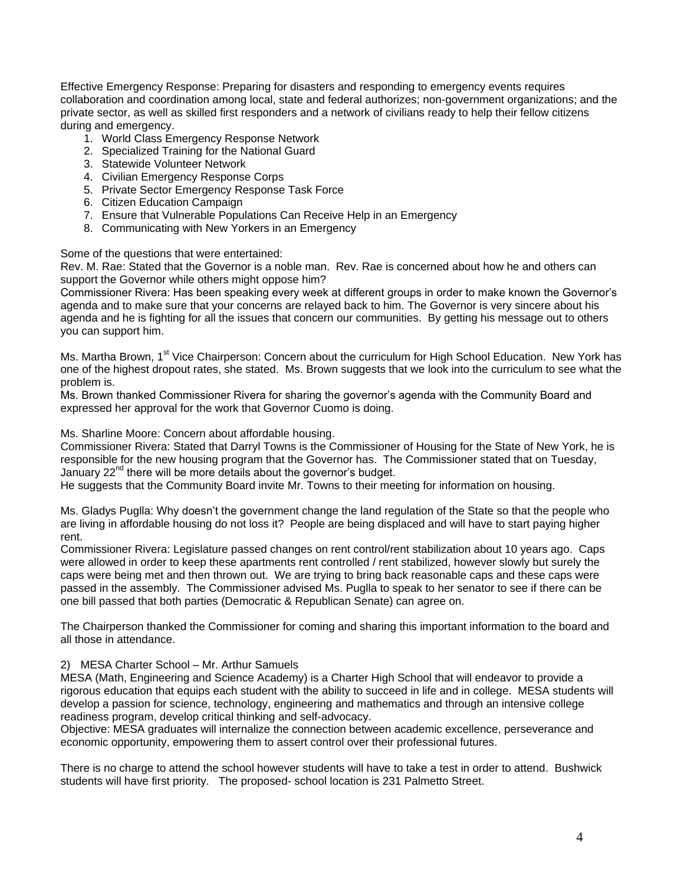Effective Emergency Response: Preparing for disasters and responding to emergency events requires collaboration and coordination among local, state and federal authorizes; non-government organizations; and the private sector, as well as skilled first responders and a network of civilians ready to help their fellow citizens during and emergency.

1. World Class Emergency Response Network
2. Specialized Training for the National Guard
3. Statewide Volunteer Network
4. Civilian Emergency Response Corps
5. Private Sector Emergency Response Task Force
6. Citizen Education Campaign
7. Ensure that Vulnerable Populations Can Receive Help in an Emergency
8. Communicating with New Yorkers in an Emergency

Some of the questions that were entertained:
Rev. M. Rae: Stated that the Governor is a noble man. Rev. Rae is concerned about how he and others can support the Governor while others might oppose him?
Commissioner Rivera: Has been speaking every week at different groups in order to make known the Governor's agenda and to make sure that your concerns are relayed back to him. The Governor is very sincere about his agenda and he is fighting for all the issues that concern our communities. By getting his message out to others you can support him.

Ms. Martha Brown, 1st Vice Chairperson: Concern about the curriculum for High School Education. New York has one of the highest dropout rates, she stated. Ms. Brown suggests that we look into the curriculum to see what the problem is.
Ms. Brown thanked Commissioner Rivera for sharing the governor's agenda with the Community Board and expressed her approval for the work that Governor Cuomo is doing.

Ms. Sharline Moore: Concern about affordable housing.
Commissioner Rivera: Stated that Darryl Towns is the Commissioner of Housing for the State of New York, he is responsible for the new housing program that the Governor has. The Commissioner stated that on Tuesday, January 22nd there will be more details about the governor's budget.
He suggests that the Community Board invite Mr. Towns to their meeting for information on housing.

Ms. Gladys Puglla: Why doesn't the government change the land regulation of the State so that the people who are living in affordable housing do not loss it? People are being displaced and will have to start paying higher rent.
Commissioner Rivera: Legislature passed changes on rent control/rent stabilization about 10 years ago. Caps were allowed in order to keep these apartments rent controlled / rent stabilized, however slowly but surely the caps were being met and then thrown out. We are trying to bring back reasonable caps and these caps were passed in the assembly. The Commissioner advised Ms. Puglla to speak to her senator to see if there can be one bill passed that both parties (Democratic & Republican Senate) can agree on.

The Chairperson thanked the Commissioner for coming and sharing this important information to the board and all those in attendance.

2) MESA Charter School – Mr. Arthur Samuels
MESA (Math, Engineering and Science Academy) is a Charter High School that will endeavor to provide a rigorous education that equips each student with the ability to succeed in life and in college. MESA students will develop a passion for science, technology, engineering and mathematics and through an intensive college readiness program, develop critical thinking and self-advocacy.
Objective: MESA graduates will internalize the connection between academic excellence, perseverance and economic opportunity, empowering them to assert control over their professional futures.

There is no charge to attend the school however students will have to take a test in order to attend. Bushwick students will have first priority. The proposed- school location is 231 Palmetto Street.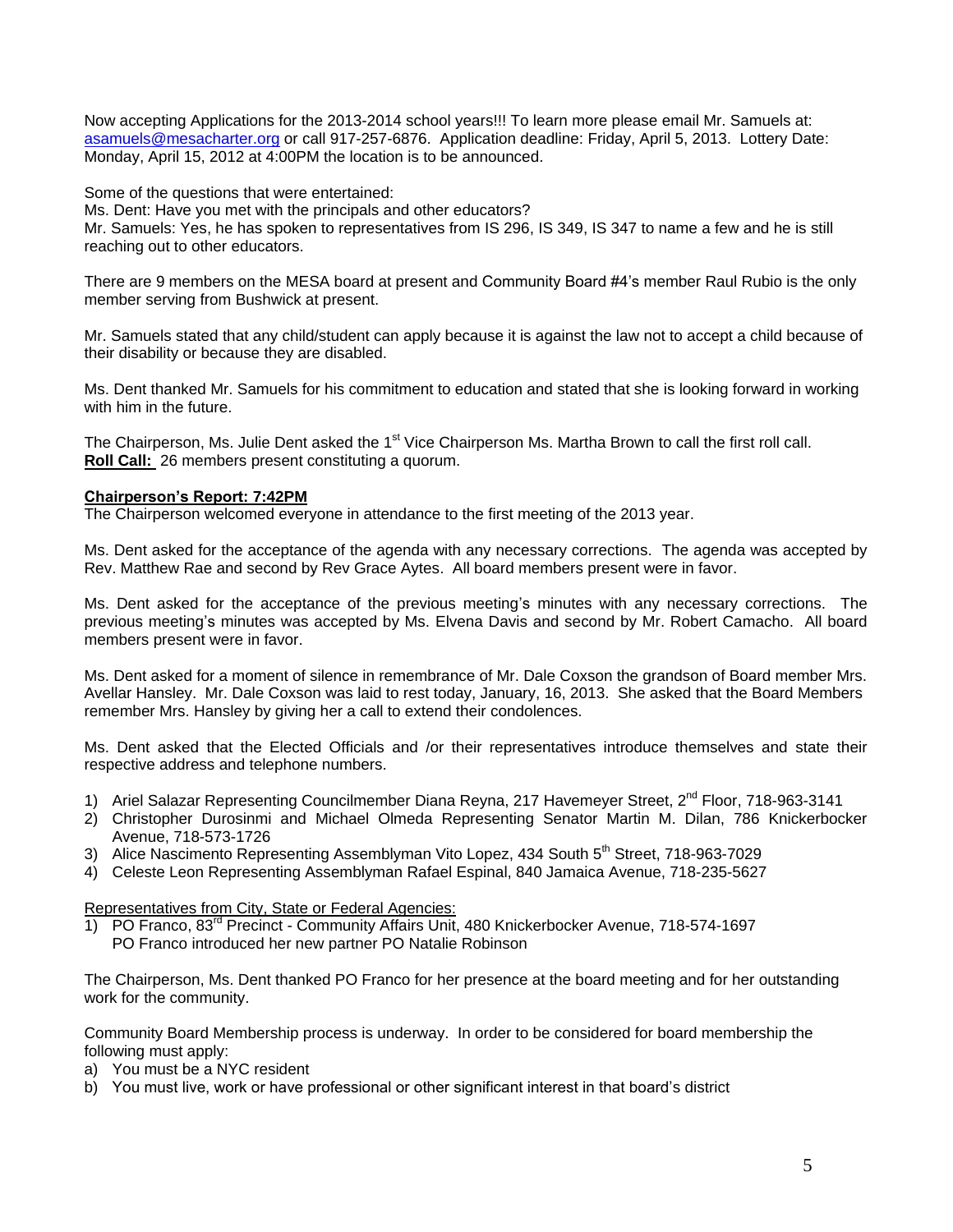Now accepting Applications for the 2013-2014 school years!!! To learn more please email Mr. Samuels at: asamuels@mesacharter.org or call 917-257-6876. Application deadline: Friday, April 5, 2013. Lottery Date: Monday, April 15, 2012 at 4:00PM the location is to be announced.

Some of the questions that were entertained:
Ms. Dent: Have you met with the principals and other educators?
Mr. Samuels: Yes, he has spoken to representatives from IS 296, IS 349, IS 347 to name a few and he is still reaching out to other educators.

There are 9 members on the MESA board at present and Community Board #4's member Raul Rubio is the only member serving from Bushwick at present.

Mr. Samuels stated that any child/student can apply because it is against the law not to accept a child because of their disability or because they are disabled.

Ms. Dent thanked Mr. Samuels for his commitment to education and stated that she is looking forward in working with him in the future.

The Chairperson, Ms. Julie Dent asked the 1st Vice Chairperson Ms. Martha Brown to call the first roll call.
**Roll Call:** 26 members present constituting a quorum.

**Chairperson's Report: 7:42PM**
The Chairperson welcomed everyone in attendance to the first meeting of the 2013 year.

Ms. Dent asked for the acceptance of the agenda with any necessary corrections. The agenda was accepted by Rev. Matthew Rae and second by Rev Grace Aytes. All board members present were in favor.

Ms. Dent asked for the acceptance of the previous meeting's minutes with any necessary corrections. The previous meeting's minutes was accepted by Ms. Elvena Davis and second by Mr. Robert Camacho. All board members present were in favor.

Ms. Dent asked for a moment of silence in remembrance of Mr. Dale Coxson the grandson of Board member Mrs. Avellar Hansley. Mr. Dale Coxson was laid to rest today, January, 16, 2013. She asked that the Board Members remember Mrs. Hansley by giving her a call to extend their condolences.

Ms. Dent asked that the Elected Officials and /or their representatives introduce themselves and state their respective address and telephone numbers.

1) Ariel Salazar Representing Councilmember Diana Reyna, 217 Havemeyer Street, 2nd Floor, 718-963-3141
2) Christopher Durosinmi and Michael Olmeda Representing Senator Martin M. Dilan, 786 Knickerbocker Avenue, 718-573-1726
3) Alice Nascimento Representing Assemblyman Vito Lopez, 434 South 5th Street, 718-963-7029
4) Celeste Leon Representing Assemblyman Rafael Espinal, 840 Jamaica Avenue, 718-235-5627

Representatives from City, State or Federal Agencies:
1) PO Franco, 83rd Precinct - Community Affairs Unit, 480 Knickerbocker Avenue, 718-574-1697
   PO Franco introduced her new partner PO Natalie Robinson

The Chairperson, Ms. Dent thanked PO Franco for her presence at the board meeting and for her outstanding work for the community.

Community Board Membership process is underway. In order to be considered for board membership the following must apply:
a) You must be a NYC resident
b) You must live, work or have professional or other significant interest in that board's district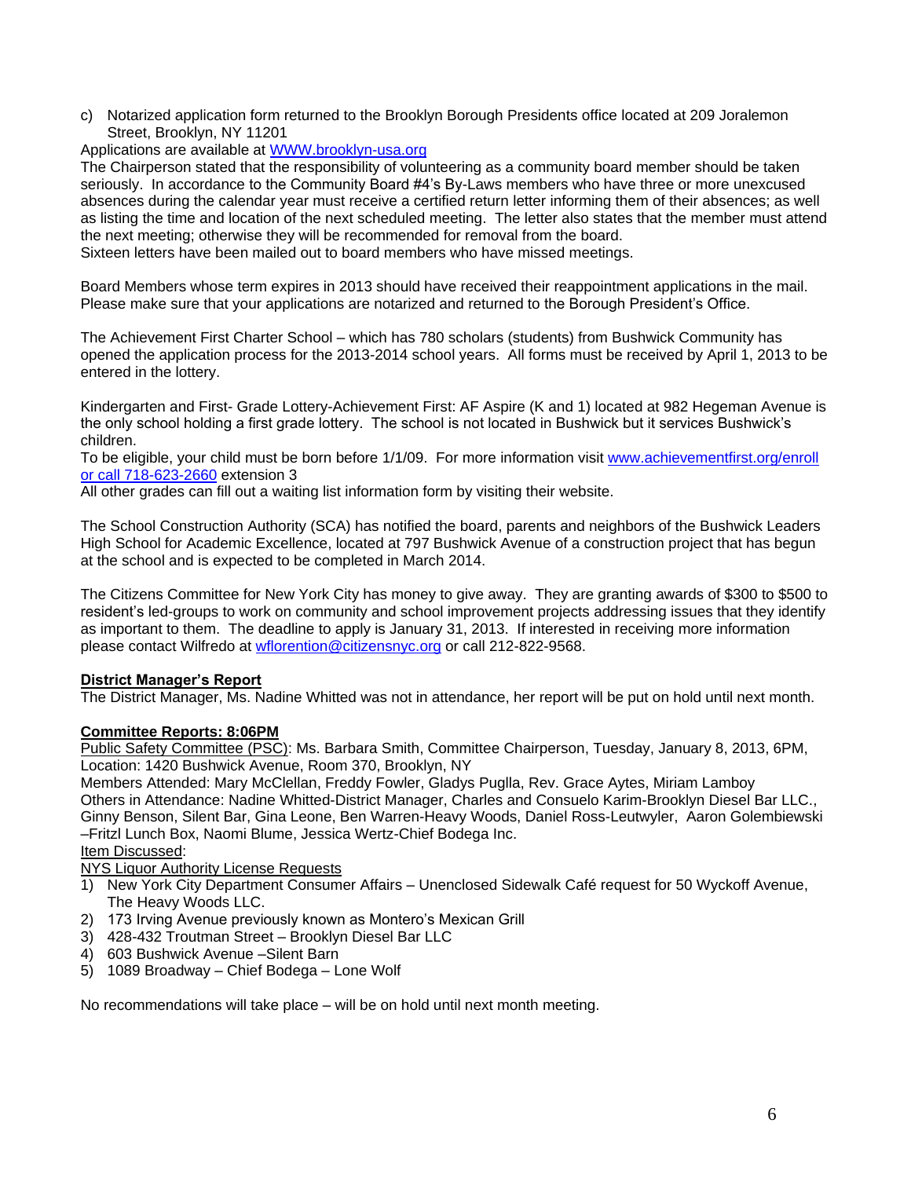c) Notarized application form returned to the Brooklyn Borough Presidents office located at 209 Joralemon Street, Brooklyn, NY 11201

Applications are available at WWW.brooklyn-usa.org

The Chairperson stated that the responsibility of volunteering as a community board member should be taken seriously. In accordance to the Community Board #4's By-Laws members who have three or more unexcused absences during the calendar year must receive a certified return letter informing them of their absences; as well as listing the time and location of the next scheduled meeting. The letter also states that the member must attend the next meeting; otherwise they will be recommended for removal from the board.

Sixteen letters have been mailed out to board members who have missed meetings.

Board Members whose term expires in 2013 should have received their reappointment applications in the mail. Please make sure that your applications are notarized and returned to the Borough President's Office.

The Achievement First Charter School – which has 780 scholars (students) from Bushwick Community has opened the application process for the 2013-2014 school years. All forms must be received by April 1, 2013 to be entered in the lottery.

Kindergarten and First- Grade Lottery-Achievement First: AF Aspire (K and 1) located at 982 Hegeman Avenue is the only school holding a first grade lottery. The school is not located in Bushwick but it services Bushwick's children.

To be eligible, your child must be born before 1/1/09. For more information visit www.achievementfirst.org/enroll or call 718-623-2660 extension 3

All other grades can fill out a waiting list information form by visiting their website.

The School Construction Authority (SCA) has notified the board, parents and neighbors of the Bushwick Leaders High School for Academic Excellence, located at 797 Bushwick Avenue of a construction project that has begun at the school and is expected to be completed in March 2014.

The Citizens Committee for New York City has money to give away. They are granting awards of $300 to $500 to resident's led-groups to work on community and school improvement projects addressing issues that they identify as important to them. The deadline to apply is January 31, 2013. If interested in receiving more information please contact Wilfredo at wflorention@citizensnyc.org or call 212-822-9568.

**District Manager's Report**

The District Manager, Ms. Nadine Whitted was not in attendance, her report will be put on hold until next month.

**Committee Reports: 8:06PM**

Public Safety Committee (PSC): Ms. Barbara Smith, Committee Chairperson, Tuesday, January 8, 2013, 6PM, Location: 1420 Bushwick Avenue, Room 370, Brooklyn, NY

Members Attended: Mary McClellan, Freddy Fowler, Gladys Puglla, Rev. Grace Aytes, Miriam Lamboy

Others in Attendance: Nadine Whitted-District Manager, Charles and Consuelo Karim-Brooklyn Diesel Bar LLC., Ginny Benson, Silent Bar, Gina Leone, Ben Warren-Heavy Woods, Daniel Ross-Leutwyler, Aaron Golembiewski –Fritzl Lunch Box, Naomi Blume, Jessica Wertz-Chief Bodega Inc.

Item Discussed:

NYS Liquor Authority License Requests

1) New York City Department Consumer Affairs – Unenclosed Sidewalk Café request for 50 Wyckoff Avenue, The Heavy Woods LLC.
2) 173 Irving Avenue previously known as Montero's Mexican Grill
3) 428-432 Troutman Street – Brooklyn Diesel Bar LLC
4) 603 Bushwick Avenue –Silent Barn
5) 1089 Broadway – Chief Bodega – Lone Wolf

No recommendations will take place – will be on hold until next month meeting.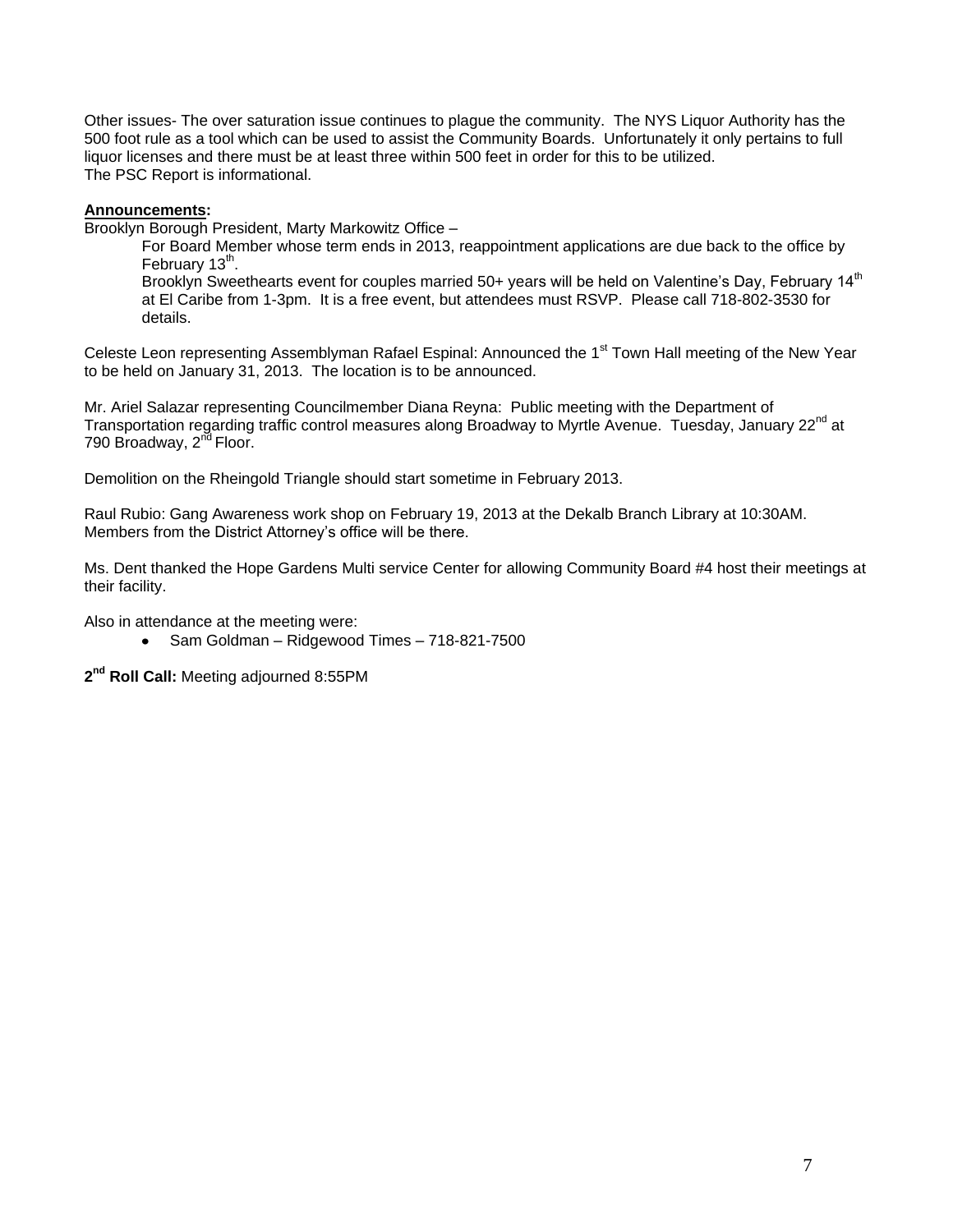Other issues- The over saturation issue continues to plague the community. The NYS Liquor Authority has the 500 foot rule as a tool which can be used to assist the Community Boards. Unfortunately it only pertains to full liquor licenses and there must be at least three within 500 feet in order for this to be utilized.
The PSC Report is informational.

**Announcements:**

Brooklyn Borough President, Marty Markowitz Office –

> For Board Member whose term ends in 2013, reappointment applications are due back to the office by February 13th.
>
> Brooklyn Sweethearts event for couples married 50+ years will be held on Valentine's Day, February 14th at El Caribe from 1-3pm. It is a free event, but attendees must RSVP. Please call 718-802-3530 for details.

Celeste Leon representing Assemblyman Rafael Espinal: Announced the 1st Town Hall meeting of the New Year to be held on January 31, 2013. The location is to be announced.

Mr. Ariel Salazar representing Councilmember Diana Reyna: Public meeting with the Department of Transportation regarding traffic control measures along Broadway to Myrtle Avenue. Tuesday, January 22nd at 790 Broadway, 2nd Floor.

Demolition on the Rheingold Triangle should start sometime in February 2013.

Raul Rubio: Gang Awareness work shop on February 19, 2013 at the Dekalb Branch Library at 10:30AM. Members from the District Attorney's office will be there.

Ms. Dent thanked the Hope Gardens Multi service Center for allowing Community Board #4 host their meetings at their facility.

Also in attendance at the meeting were:

- Sam Goldman – Ridgewood Times – 718-821-7500

**2nd Roll Call:** Meeting adjourned 8:55PM